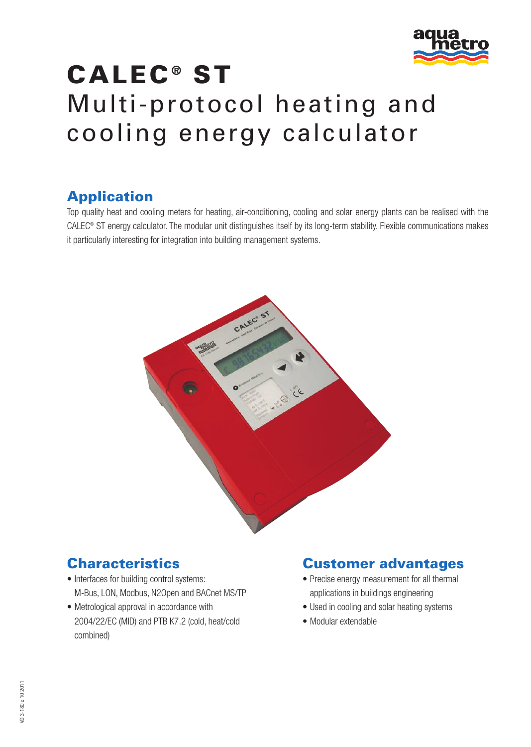# CALEC® ST

## Multi-protocol heating and cooling energy calculator

## Application

Top quality heat and cooling meters for heating, air-conditioning, cooling and solar energy plants can be realised with the CALEC® ST energy calculator. The modular unit distinguishes itself by its long-term stability. Flexible communications makes it particularly interesting for integration into building management systems.

## Characteristics

- Interfaces for building control systems: M-Bus, LON, Modbus, N2Open and BACnet MS/TP
- Metrological approval in accordance with 2004/22/EC (MID) and PTB K7.2 (cold, heat/cold combined)

## Customer advantages

- Precise energy measurement for all thermal applications in buildings engineering
- Used in cooling and solar heating systems
- Modular extendable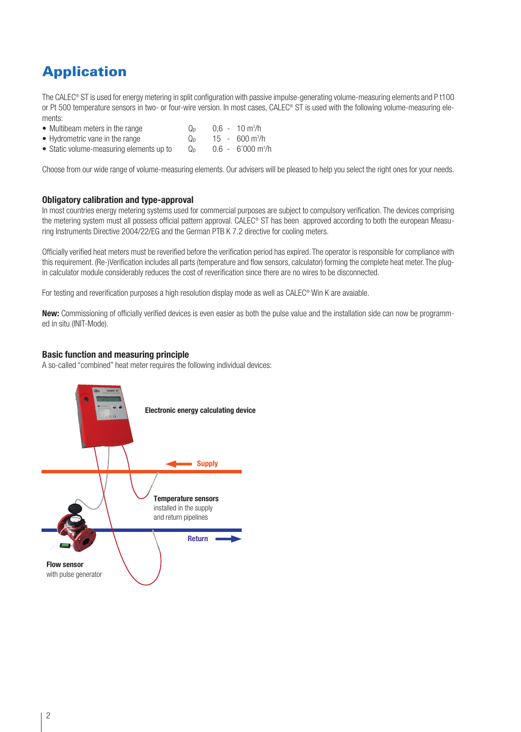# Application

The CALEC® ST is used for energy metering in split configuration with passive impulse-generating volume-measuring elements and P t100 or Pt 500 temperature sensors in two- or four-wire version. In most cases, CALEC® ST is used with the following volume-measuring elements:

- Multibeam meters in the range $Q_p$ 0,6 - 10 m³/h
- Hydrometric vane in the range $Q_p$ 15 - 600 m³/h
- Static volume-measuring elements up to $Q_p$ 0.6 - 6'000 m³/h

Choose from our wide range of volume-measuring elements. Our advisers will be pleased to help you select the right ones for your needs.

### Obligatory calibration and type-approval

In most countries energy metering systems used for commercial purposes are subject to compulsory verification. The devices comprising the metering system must all possess official pattern approval. CALEC® ST has been approved according to both the european Measuring Instruments Directive 2004/22/EG and the German PTB K 7.2 directive for cooling meters.

Officially verified heat meters must be reverified before the verification period has expired. The operator is responsible for compliance with this requirement. (Re-)Verification includes all parts (temperature and flow sensors, calculator) forming the complete heat meter. The plug-in calculator module considerably reduces the cost of reverification since there are no wires to be disconnected.

For testing and reverification purposes a high resolution display mode as well as CALEC® Win K are avaiable.

**New:** Commissioning of officially verified devices is even easier as both the pulse value and the installation side can now be programmed in situ (INIT-Mode).

### Basic function and measuring principle

A so-called "combined" heat meter requires the following individual devices:

**Electronic energy calculating device**

**Supply**

**Temperature sensors** installed in the supply and return pipelines

**Return**

**Flow sensor** with pulse generator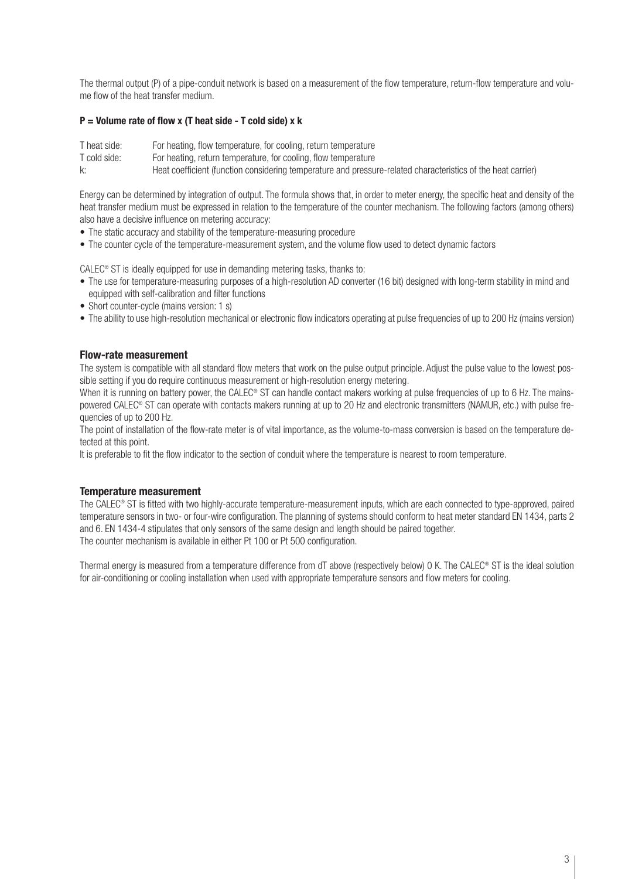The thermal output (P) of a pipe-conduit network is based on a measurement of the flow temperature, return-flow temperature and volume flow of the heat transfer medium.

**P = Volume rate of flow x (T heat side - T cold side) x k**

T heat side: For heating, flow temperature, for cooling, return temperature
T cold side: For heating, return temperature, for cooling, flow temperature
k: Heat coefficient (function considering temperature and pressure-related characteristics of the heat carrier)

Energy can be determined by integration of output. The formula shows that, in order to meter energy, the specific heat and density of the heat transfer medium must be expressed in relation to the temperature of the counter mechanism. The following factors (among others) also have a decisive influence on metering accuracy:

- The static accuracy and stability of the temperature-measuring procedure
- The counter cycle of the temperature-measurement system, and the volume flow used to detect dynamic factors

CALEC® ST is ideally equipped for use in demanding metering tasks, thanks to:

- The use for temperature-measuring purposes of a high-resolution AD converter (16 bit) designed with long-term stability in mind and equipped with self-calibration and filter functions
- Short counter-cycle (mains version: 1 s)
- The ability to use high-resolution mechanical or electronic flow indicators operating at pulse frequencies of up to 200 Hz (mains version)

## Flow-rate measurement

The system is compatible with all standard flow meters that work on the pulse output principle. Adjust the pulse value to the lowest possible setting if you do require continuous measurement or high-resolution energy metering.
When it is running on battery power, the CALEC® ST can handle contact makers working at pulse frequencies of up to 6 Hz. The mains-powered CALEC® ST can operate with contacts makers running at up to 20 Hz and electronic transmitters (NAMUR, etc.) with pulse frequencies of up to 200 Hz.
The point of installation of the flow-rate meter is of vital importance, as the volume-to-mass conversion is based on the temperature detected at this point.
It is preferable to fit the flow indicator to the section of conduit where the temperature is nearest to room temperature.

## Temperature measurement

The CALEC® ST is fitted with two highly-accurate temperature-measurement inputs, which are each connected to type-approved, paired temperature sensors in two- or four-wire configuration. The planning of systems should conform to heat meter standard EN 1434, parts 2 and 6. EN 1434-4 stipulates that only sensors of the same design and length should be paired together.
The counter mechanism is available in either Pt 100 or Pt 500 configuration.

Thermal energy is measured from a temperature difference from dT above (respectively below) 0 K. The CALEC® ST is the ideal solution for air-conditioning or cooling installation when used with appropriate temperature sensors and flow meters for cooling.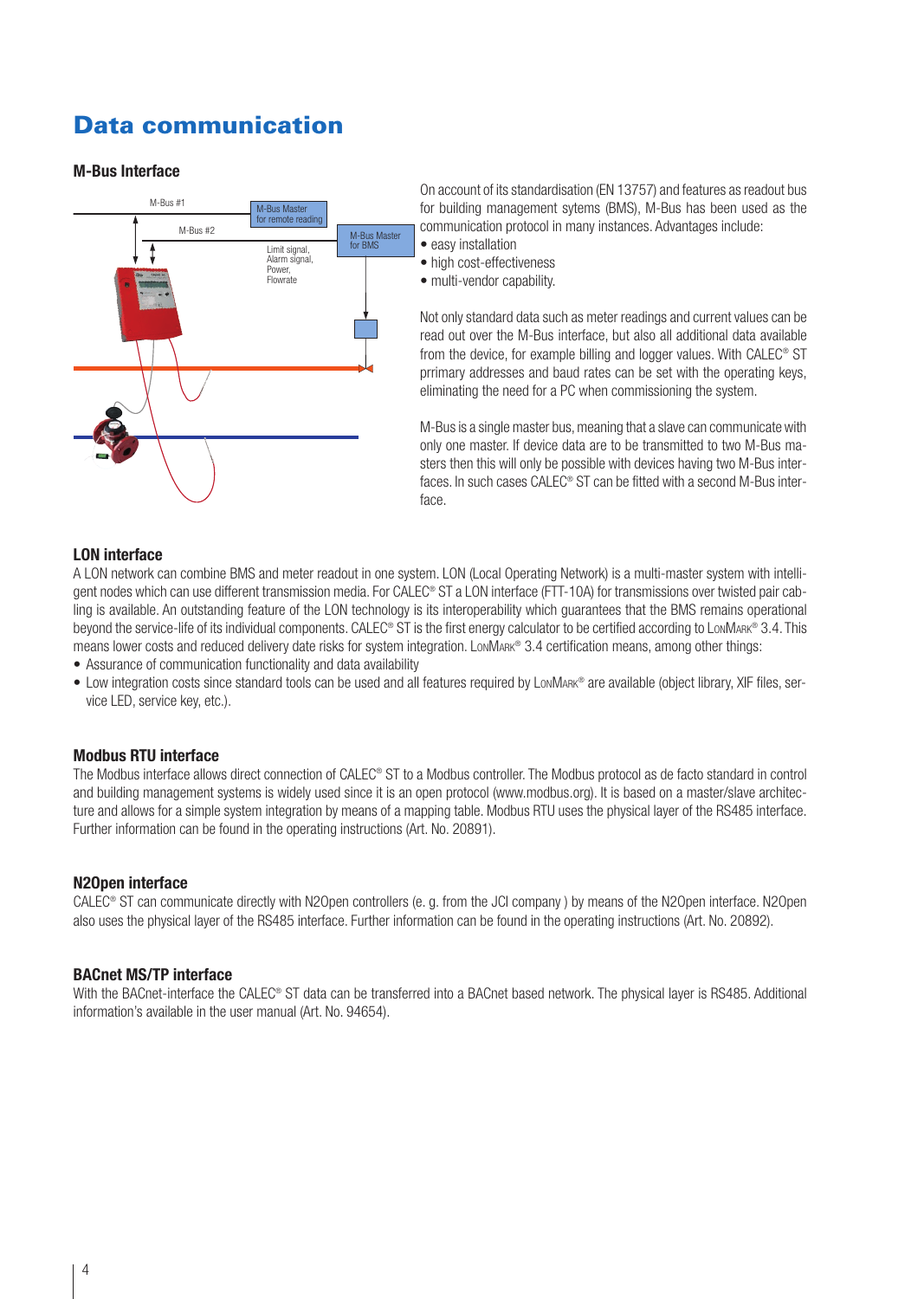# Data communication

### M-Bus Interface

M-Bus #1

M-Bus #2

M-Bus Master for remote reading

M-Bus Master for BMS

Limit signal, Alarm signal, Power, Flowrate

On account of its standardisation (EN 13757) and features as readout bus for building management sytems (BMS), M-Bus has been used as the communication protocol in many instances. Advantages include:

- easy installation
- high cost-effectiveness
- multi-vendor capability.

Not only standard data such as meter readings and current values can be read out over the M-Bus interface, but also all additional data available from the device, for example billing and logger values. With CALEC® ST prrimary addresses and baud rates can be set with the operating keys, eliminating the need for a PC when commissioning the system.

M-Bus is a single master bus, meaning that a slave can communicate with only one master. If device data are to be transmitted to two M-Bus masters then this will only be possible with devices having two M-Bus interfaces. In such cases CALEC® ST can be fitted with a second M-Bus interface.

### LON interface

A LON network can combine BMS and meter readout in one system. LON (Local Operating Network) is a multi-master system with intelligent nodes which can use different transmission media. For CALEC® ST a LON interface (FTT-10A) for transmissions over twisted pair cabling is available. An outstanding feature of the LON technology is its interoperability which guarantees that the BMS remains operational beyond the service-life of its individual components. CALEC® ST is the first energy calculator to be certified according to LonMark® 3.4. This means lower costs and reduced delivery date risks for system integration. LonMark® 3.4 certification means, among other things:

- Assurance of communication functionality and data availability
- Low integration costs since standard tools can be used and all features required by LonMark® are available (object library, XIF files, service LED, service key, etc.).

### Modbus RTU interface

The Modbus interface allows direct connection of CALEC® ST to a Modbus controller. The Modbus protocol as de facto standard in control and building management systems is widely used since it is an open protocol (www.modbus.org). It is based on a master/slave architecture and allows for a simple system integration by means of a mapping table. Modbus RTU uses the physical layer of the RS485 interface. Further information can be found in the operating instructions (Art. No. 20891).

### N2Open interface

CALEC® ST can communicate directly with N2Open controllers (e. g. from the JCI company ) by means of the N2Open interface. N2Open also uses the physical layer of the RS485 interface. Further information can be found in the operating instructions (Art. No. 20892).

### BACnet MS/TP interface

With the BACnet-interface the CALEC® ST data can be transferred into a BACnet based network. The physical layer is RS485. Additional information's available in the user manual (Art. No. 94654).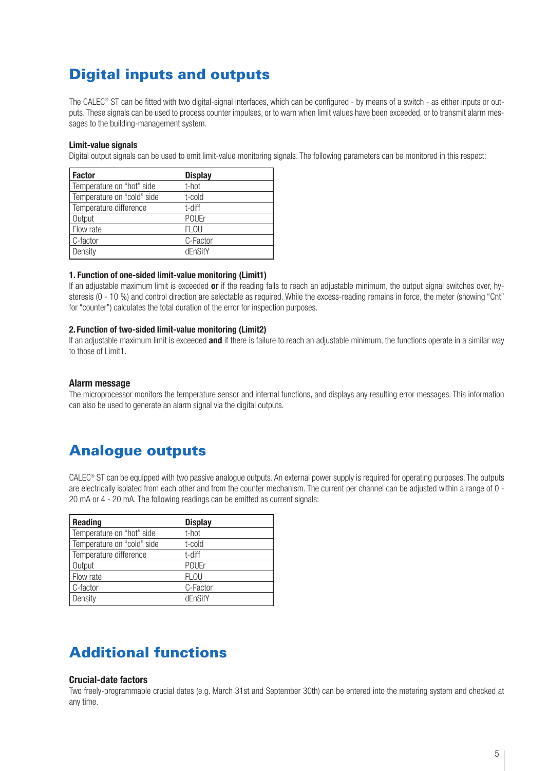# Digital inputs and outputs

The CALEC® ST can be fitted with two digital-signal interfaces, which can be configured - by means of a switch - as either inputs or outputs. These signals can be used to process counter impulses, or to warn when limit values have been exceeded, or to transmit alarm messages to the building-management system.

### Limit-value signals

Digital output signals can be used to emit limit-value monitoring signals. The following parameters can be monitored in this respect:

| Factor | Display |
|---|---|
| Temperature on "hot" side | t-hot |
| Temperature on "cold" side | t-cold |
| Temperature difference | t-diff |
| Output | POUEr |
| Flow rate | FLOU |
| C-factor | C-Factor |
| Density | dEnSitY |

**1. Function of one-sided limit-value monitoring (Limit1)**

If an adjustable maximum limit is exceeded **or** if the reading fails to reach an adjustable minimum, the output signal switches over, hysteresis (0 - 10 %) and control direction are selectable as required. While the excess-reading remains in force, the meter (showing "Cnt" for "counter") calculates the total duration of the error for inspection purposes.

**2. Function of two-sided limit-value monitoring (Limit2)**

If an adjustable maximum limit is exceeded **and** if there is failure to reach an adjustable minimum, the functions operate in a similar way to those of Limit1.

### Alarm message

The microprocessor monitors the temperature sensor and internal functions, and displays any resulting error messages. This information can also be used to generate an alarm signal via the digital outputs.

# Analogue outputs

CALEC® ST can be equipped with two passive analogue outputs. An external power supply is required for operating purposes. The outputs are electrically isolated from each other and from the counter mechanism. The current per channel can be adjusted within a range of 0 - 20 mA or 4 - 20 mA. The following readings can be emitted as current signals:

| Reading | Display |
|---|---|
| Temperature on "hot" side | t-hot |
| Temperature on "cold" side | t-cold |
| Temperature difference | t-diff |
| Output | POUEr |
| Flow rate | FLOU |
| C-factor | C-Factor |
| Density | dEnSitY |

# Additional functions

### Crucial-date factors

Two freely-programmable crucial dates (e.g. March 31st and September 30th) can be entered into the metering system and checked at any time.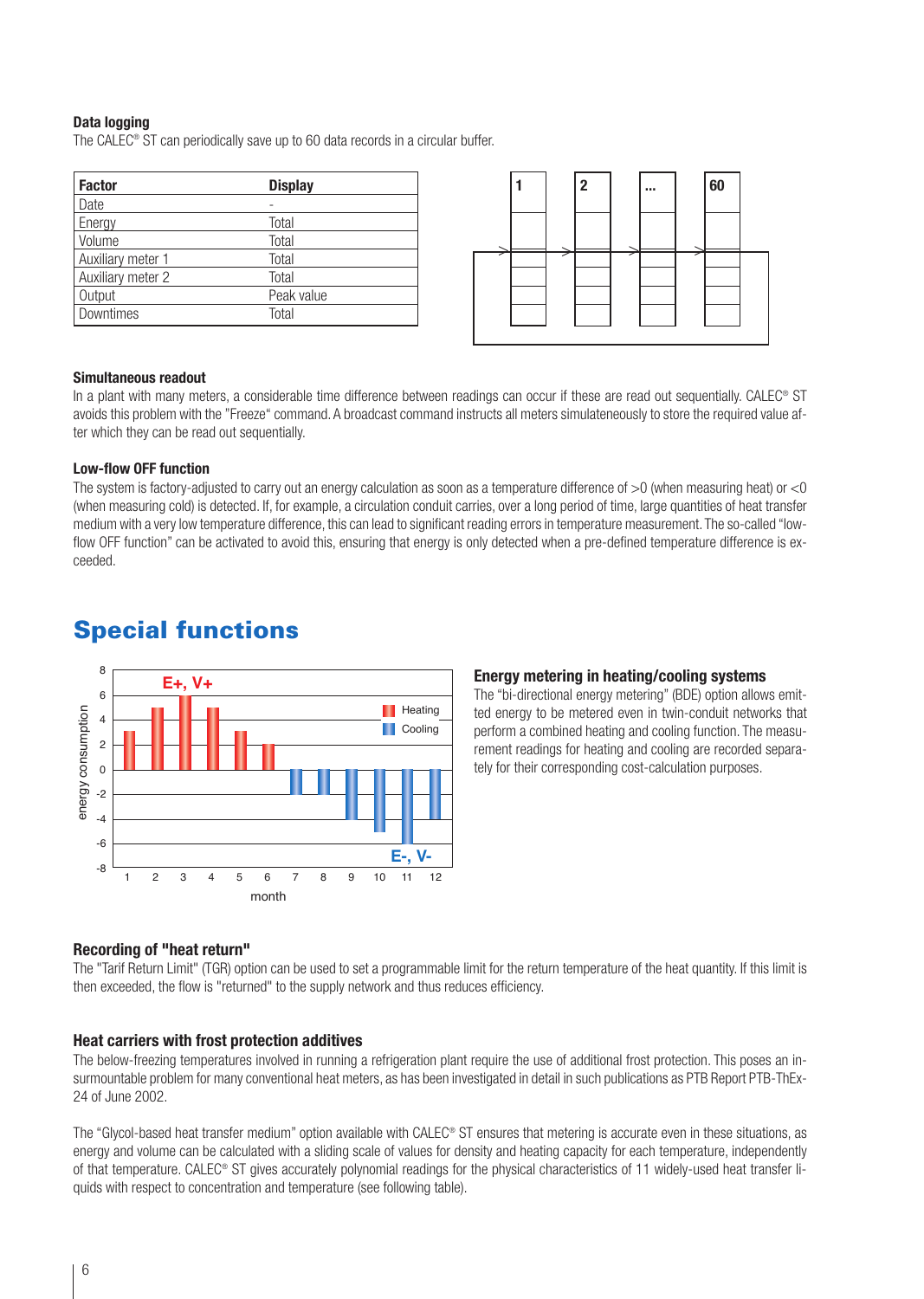### Data logging

The CALEC® ST can periodically save up to 60 data records in a circular buffer.

| Factor | Display |
|---|---|
| Date | - |
| Energy | Total |
| Volume | Total |
| Auxiliary meter 1 | Total |
| Auxiliary meter 2 | Total |
| Output | Peak value |
| Downtimes | Total |

### Simultaneous readout

In a plant with many meters, a considerable time difference between readings can occur if these are read out sequentially. CALEC® ST avoids this problem with the "Freeze" command. A broadcast command instructs all meters simulateneously to store the required value after which they can be read out sequentially.

### Low-flow OFF function

The system is factory-adjusted to carry out an energy calculation as soon as a temperature difference of >0 (when measuring heat) or <0 (when measuring cold) is detected. If, for example, a circulation conduit carries, over a long period of time, large quantities of heat transfer medium with a very low temperature difference, this can lead to significant reading errors in temperature measurement. The so-called "low-flow OFF function" can be activated to avoid this, ensuring that energy is only detected when a pre-defined temperature difference is exceeded.

## Special functions

### Energy metering in heating/cooling systems

The "bi-directional energy metering" (BDE) option allows emitted energy to be metered even in twin-conduit networks that perform a combined heating and cooling function. The measurement readings for heating and cooling are recorded separately for their corresponding cost-calculation purposes.

### Recording of "heat return"

The "Tarif Return Limit" (TGR) option can be used to set a programmable limit for the return temperature of the heat quantity. If this limit is then exceeded, the flow is "returned" to the supply network and thus reduces efficiency.

### Heat carriers with frost protection additives

The below-freezing temperatures involved in running a refrigeration plant require the use of additional frost protection. This poses an insurmountable problem for many conventional heat meters, as has been investigated in detail in such publications as PTB Report PTB-ThEx-24 of June 2002.

The "Glycol-based heat transfer medium" option available with CALEC® ST ensures that metering is accurate even in these situations, as energy and volume can be calculated with a sliding scale of values for density and heating capacity for each temperature, independently of that temperature. CALEC® ST gives accurately polynomial readings for the physical characteristics of 11 widely-used heat transfer liquids with respect to concentration and temperature (see following table).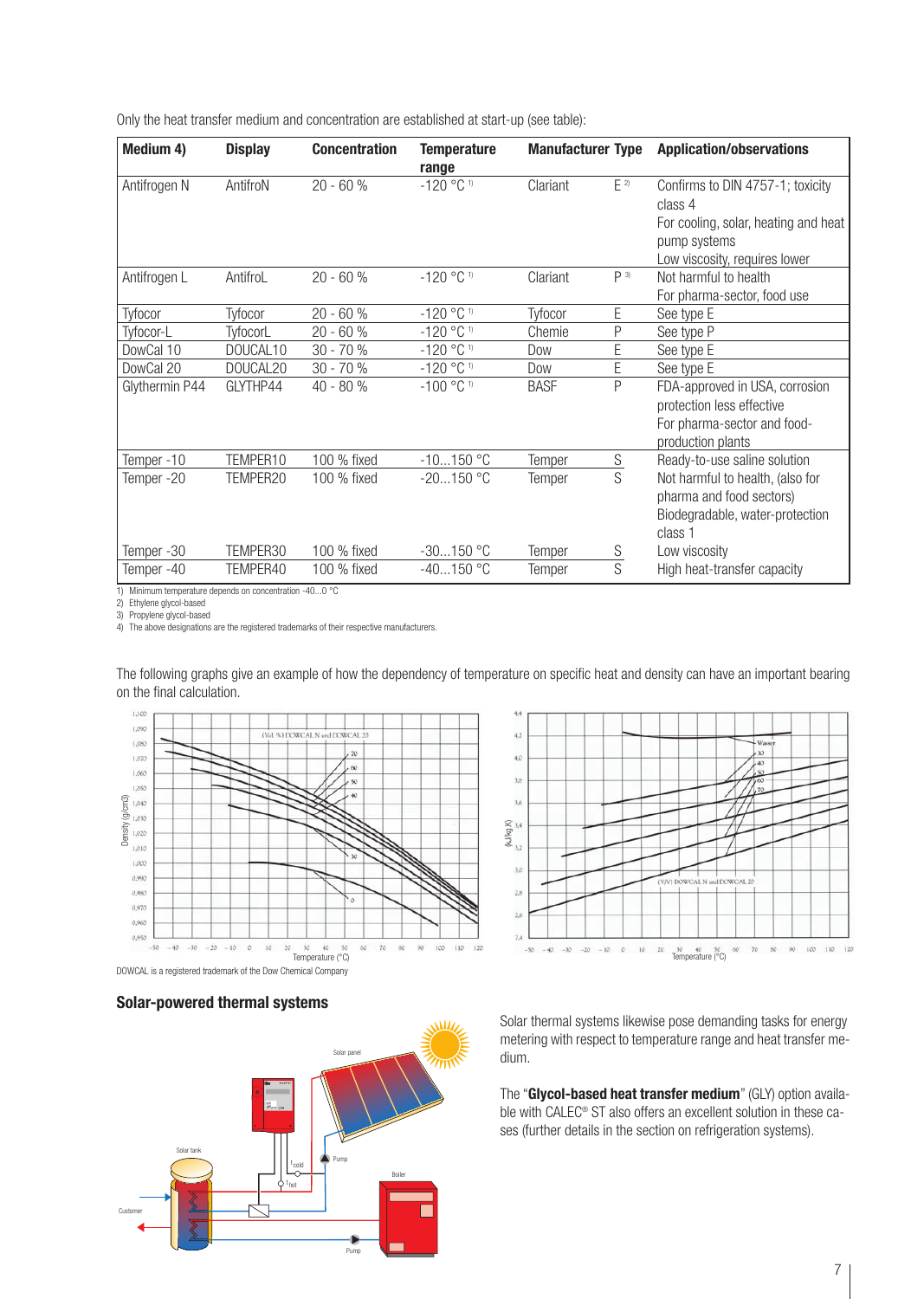Only the heat transfer medium and concentration are established at start-up (see table):

| Medium 4) | Display | Concentration | Temperature range | Manufacturer | Type | Application/observations |
|---|---|---|---|---|---|---|
| Antifrogen N | AntifroN | 20 - 60 % | -120 °C [1] | Clariant | E [2] | Confirms to DIN 4757-1; toxicity class 4<br>For cooling, solar, heating and heat pump systems<br>Low viscosity, requires lower |
| Antifrogen L | AntifroL | 20 - 60 % | -120 °C [1] | Clariant | P [3] | Not harmful to health<br>For pharma-sector, food use |
| Tyfocor | Tyfocor | 20 - 60 % | -120 °C [1] | Tyfocor | E | See type E |
| Tyfocor-L | TyfocorL | 20 - 60 % | -120 °C [1] | Chemie | P | See type P |
| DowCal 10 | DOUCAL10 | 30 - 70 % | -120 °C [1] | Dow | E | See type E |
| DowCal 20 | DOUCAL20 | 30 - 70 % | -120 °C [1] | Dow | E | See type E |
| Glythermin P44 | GLYTHP44 | 40 - 80 % | -100 °C [1] | BASF | P | FDA-approved in USA, corrosion protection less effective<br>For pharma-sector and food-production plants |
| Temper -10 | TEMPER10 | 100 % fixed | -10...150 °C | Temper | S | Ready-to-use saline solution |
| Temper -20 | TEMPER20 | 100 % fixed | -20...150 °C | Temper | S | Not harmful to health, (also for pharma and food sectors)<br>Biodegradable, water-protection class 1 |
| Temper -30 | TEMPER30 | 100 % fixed | -30...150 °C | Temper | S | Low viscosity |
| Temper -40 | TEMPER40 | 100 % fixed | -40...150 °C | Temper | S | High heat-transfer capacity |

1) Minimum temperature depends on concentration -40...0 °C
2) Ethylene glycol-based
3) Propylene glycol-based
4) The above designations are the registered trademarks of their respective manufacturers.

The following graphs give an example of how the dependency of temperature on specific heat and density can have an important bearing on the final calculation.

DOWCAL is a registered trademark of the Dow Chemical Company

## Solar-powered thermal systems

Solar thermal systems likewise pose demanding tasks for energy metering with respect to temperature range and heat transfer medium.

The "**Glycol-based heat transfer medium**" (GLY) option available with CALEC® ST also offers an excellent solution in these cases (further details in the section on refrigeration systems).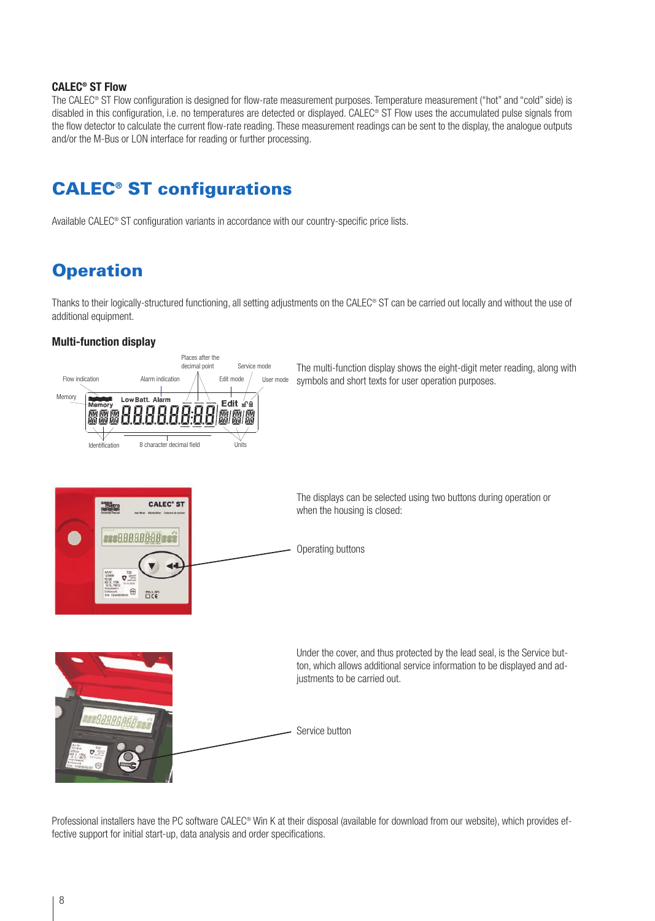### CALEC® ST Flow

The CALEC® ST Flow configuration is designed for flow-rate measurement purposes. Temperature measurement ("hot" and "cold" side) is disabled in this configuration, i.e. no temperatures are detected or displayed. CALEC® ST Flow uses the accumulated pulse signals from the flow detector to calculate the current flow-rate reading. These measurement readings can be sent to the display, the analogue outputs and/or the M-Bus or LON interface for reading or further processing.

## CALEC® ST configurations

Available CALEC® ST configuration variants in accordance with our country-specific price lists.

## Operation

Thanks to their logically-structured functioning, all setting adjustments on the CALEC® ST can be carried out locally and without the use of additional equipment.

### Multi-function display

The multi-function display shows the eight-digit meter reading, along with symbols and short texts for user operation purposes.

The displays can be selected using two buttons during operation or when the housing is closed:

Operating buttons

Under the cover, and thus protected by the lead seal, is the Service button, which allows additional service information to be displayed and adjustments to be carried out.

Service button

Professional installers have the PC software CALEC® Win K at their disposal (available for download from our website), which provides effective support for initial start-up, data analysis and order specifications.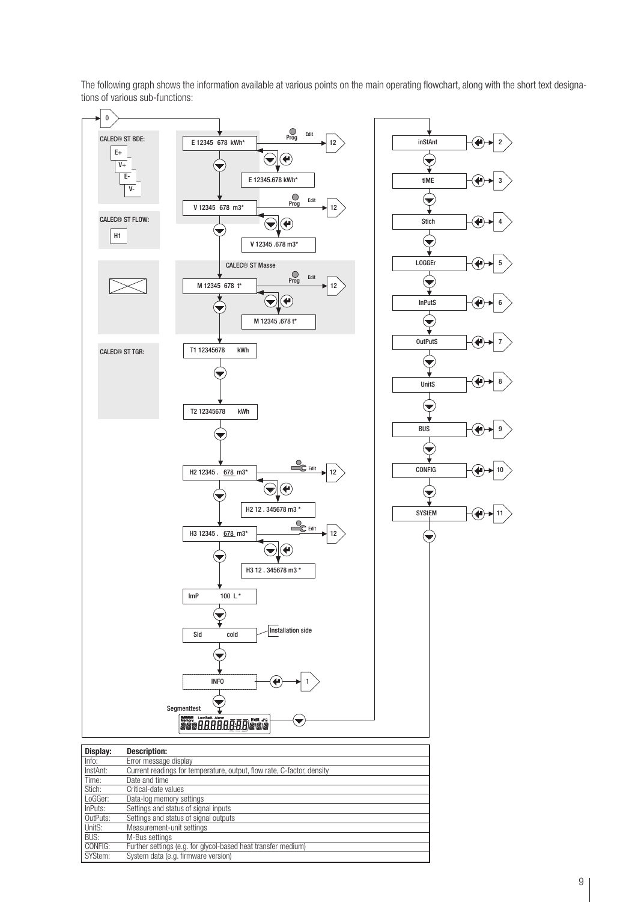The following graph shows the information available at various points on the main operating flowchart, along with the short text designations of various sub-functions:

| Display: | Description: |
| --- | --- |
| Info: | Error message display |
| InstAnt: | Current readings for temperature, output, flow rate, C-factor, density |
| Time: | Date and time |
| Stich: | Critical-date values |
| LoGGer: | Data-log memory settings |
| InPuts: | Settings and status of signal inputs |
| OutPuts: | Settings and status of signal outputs |
| UnitS: | Measurement-unit settings |
| BUS: | M-Bus settings |
| CONFIG: | Further settings (e.g. for glycol-based heat transfer medium) |
| SYStem: | System data (e.g. firmware version) |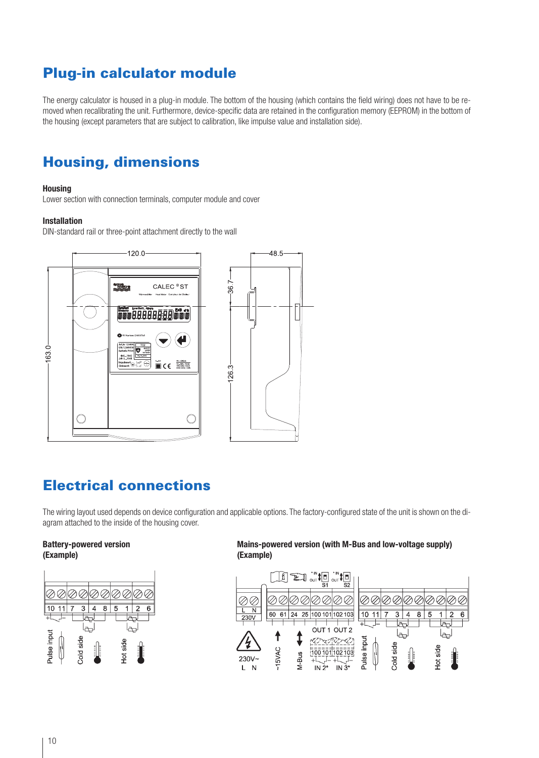## Plug-in calculator module

The energy calculator is housed in a plug-in module. The bottom of the housing (which contains the field wiring) does not have to be removed when recalibrating the unit. Furthermore, device-specific data are retained in the configuration memory (EEPROM) in the bottom of the housing (except parameters that are subject to calibration, like impulse value and installation side).

## Housing, dimensions

**Housing**
Lower section with connection terminals, computer module and cover

**Installation**
DIN-standard rail or three-point attachment directly to the wall

## Electrical connections

The wiring layout used depends on device configuration and applicable options. The factory-configured state of the unit is shown on the diagram attached to the inside of the housing cover.

**Battery-powered version (Example)**

**Mains-powered version (with M-Bus and low-voltage supply) (Example)**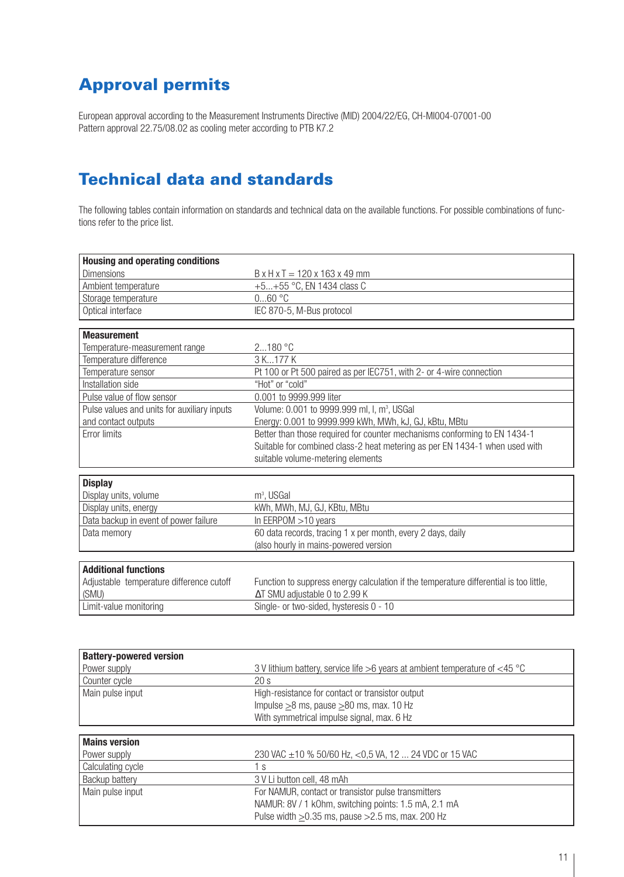## Approval permits

European approval according to the Measurement Instruments Directive (MID) 2004/22/EG, CH-MI004-07001-00
Pattern approval 22.75/08.02 as cooling meter according to PTB K7.2

## Technical data and standards

The following tables contain information on standards and technical data on the available functions. For possible combinations of functions refer to the price list.

| **Housing and operating conditions** | |
|---|---|
| Dimensions | B x H x T = 120 x 163 x 49 mm |
| Ambient temperature | +5...+55 °C, EN 1434 class C |
| Storage temperature | 0...60 °C |
| Optical interface | IEC 870-5, M-Bus protocol |

| **Measurement** | |
|---|---|
| Temperature-measurement range | 2...180 °C |
| Temperature difference | 3 K...177 K |
| Temperature sensor | Pt 100 or Pt 500 paired as per IEC751, with 2- or 4-wire connection |
| Installation side | "Hot" or "cold" |
| Pulse value of flow sensor | 0.001 to 9999.999 liter |
| Pulse values and units for auxiliary inputs and contact outputs | Volume: 0.001 to 9999.999 ml, l, m³, USGal<br>Energy: 0.001 to 9999.999 kWh, MWh, kJ, GJ, kBtu, MBtu |
| Error limits | Better than those required for counter mechanisms conforming to EN 1434-1<br>Suitable for combined class-2 heat metering as per EN 1434-1 when used with suitable volume-metering elements |

| **Display** | |
|---|---|
| Display units, volume | m³, USGal |
| Display units, energy | kWh, MWh, MJ, GJ, KBtu, MBtu |
| Data backup in event of power failure | In EERPOM >10 years |
| Data memory | 60 data records, tracing 1 x per month, every 2 days, daily<br>(also hourly in mains-powered version |

| **Additional functions** | |
|---|---|
| Adjustable temperature difference cutoff (SMU) | Function to suppress energy calculation if the temperature differential is too little, ΔT SMU adjustable 0 to 2.99 K |
| Limit-value monitoring | Single- or two-sided, hysteresis 0 - 10 |

| **Battery-powered version** | |
|---|---|
| Power supply | 3 V lithium battery, service life >6 years at ambient temperature of <45 °C |
| Counter cycle | 20 s |
| Main pulse input | High-resistance for contact or transistor output<br>Impulse ≥8 ms, pause ≥80 ms, max. 10 Hz<br>With symmetrical impulse signal, max. 6 Hz |

| **Mains version** | |
|---|---|
| Power supply | 230 VAC ±10 % 50/60 Hz, <0,5 VA, 12 ... 24 VDC or 15 VAC |
| Calculating cycle | 1 s |
| Backup battery | 3 V Li button cell, 48 mAh |
| Main pulse input | For NAMUR, contact or transistor pulse transmitters<br>NAMUR: 8V / 1 kOhm, switching points: 1.5 mA, 2.1 mA<br>Pulse width ≥0.35 ms, pause >2.5 ms, max. 200 Hz |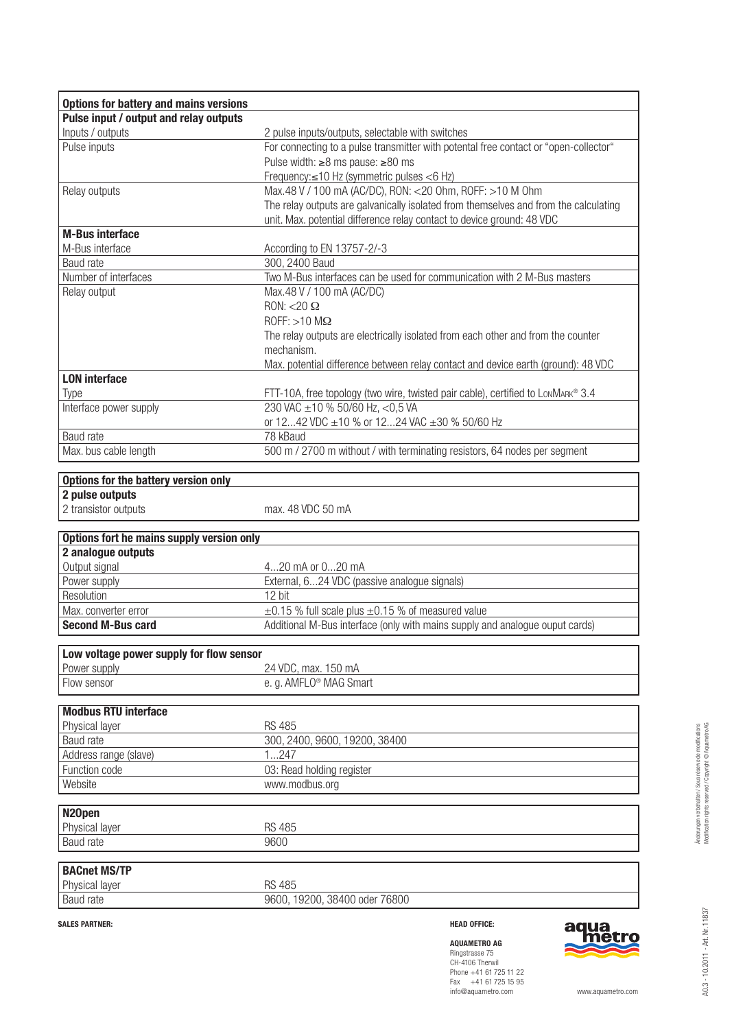| Options for battery and mains versions | |
|---|---|
| **Pulse input / output and relay outputs** | |
| Inputs / outputs | 2 pulse inputs/outputs, selectable with switches |
| Pulse inputs | For connecting to a pulse transmitter with potental free contact or "open-collector" |
| | Pulse width: ≥8 ms pause: ≥80 ms |
| | Frequency:≤10 Hz (symmetric pulses <6 Hz) |
| Relay outputs | Max.48 V / 100 mA (AC/DC), RON: <20 Ohm, ROFF: >10 M Ohm |
| | The relay outputs are galvanically isolated from themselves and from the calculating unit. Max. potential difference relay contact to device ground: 48 VDC |
| **M-Bus interface** | |
| M-Bus interface | According to EN 13757-2/-3 |
| Baud rate | 300, 2400 Baud |
| Number of interfaces | Two M-Bus interfaces can be used for communication with 2 M-Bus masters |
| Relay output | Max.48 V / 100 mA (AC/DC) |
| | RON: <20 Ω |
| | ROFF: >10 MΩ |
| | The relay outputs are electrically isolated from each other and from the counter mechanism. |
| | Max. potential difference between relay contact and device earth (ground): 48 VDC |
| **LON interface** | |
| Type | FTT-10A, free topology (two wire, twisted pair cable), certified to LonMark® 3.4 |
| Interface power supply | 230 VAC ±10 % 50/60 Hz, <0,5 VA |
| | or 12...42 VDC ±10 % or 12...24 VAC ±30 % 50/60 Hz |
| Baud rate | 78 kBaud |
| Max. bus cable length | 500 m / 2700 m without / with terminating resistors, 64 nodes per segment |

| Options for the battery version only | |
|---|---|
| **2 pulse outputs** | |
| 2 transistor outputs | max. 48 VDC 50 mA |

| Options fort he mains supply version only | |
|---|---|
| **2 analogue outputs** | |
| Output signal | 4...20 mA or 0...20 mA |
| Power supply | External, 6...24 VDC (passive analogue signals) |
| Resolution | 12 bit |
| Max. converter error | ±0.15 % full scale plus ±0.15 % of measured value |
| **Second M-Bus card** | Additional M-Bus interface (only with mains supply and analogue ouput cards) |

| Low voltage power supply for flow sensor | |
|---|---|
| Power supply | 24 VDC, max. 150 mA |
| Flow sensor | e. g. AMFLO® MAG Smart |

| Modbus RTU interface | |
|---|---|
| Physical layer | RS 485 |
| Baud rate | 300, 2400, 9600, 19200, 38400 |
| Address range (slave) | 1...247 |
| Function code | 03: Read holding register |
| Website | www.modbus.org |

| N2Open | |
|---|---|
| Physical layer | RS 485 |
| Baud rate | 9600 |

| BACnet MS/TP | |
|---|---|
| Physical layer | RS 485 |
| Baud rate | 9600, 19200, 38400 oder 76800 |

**SALES PARTNER:**

**HEAD OFFICE:**

**AQUAMETRO AG**
Ringstrasse 75
CH-4106 Therwil
Phone +41 61 725 11 22
Fax +41 61 725 15 95
info@aquametro.com

www.aquametro.com

Änderungen vorbehalten / Sous réserve de modifications
Modification rights reserved / Copyright © Aquametro AG

A0.3 - 10.2011 - Art. Nr. 11837